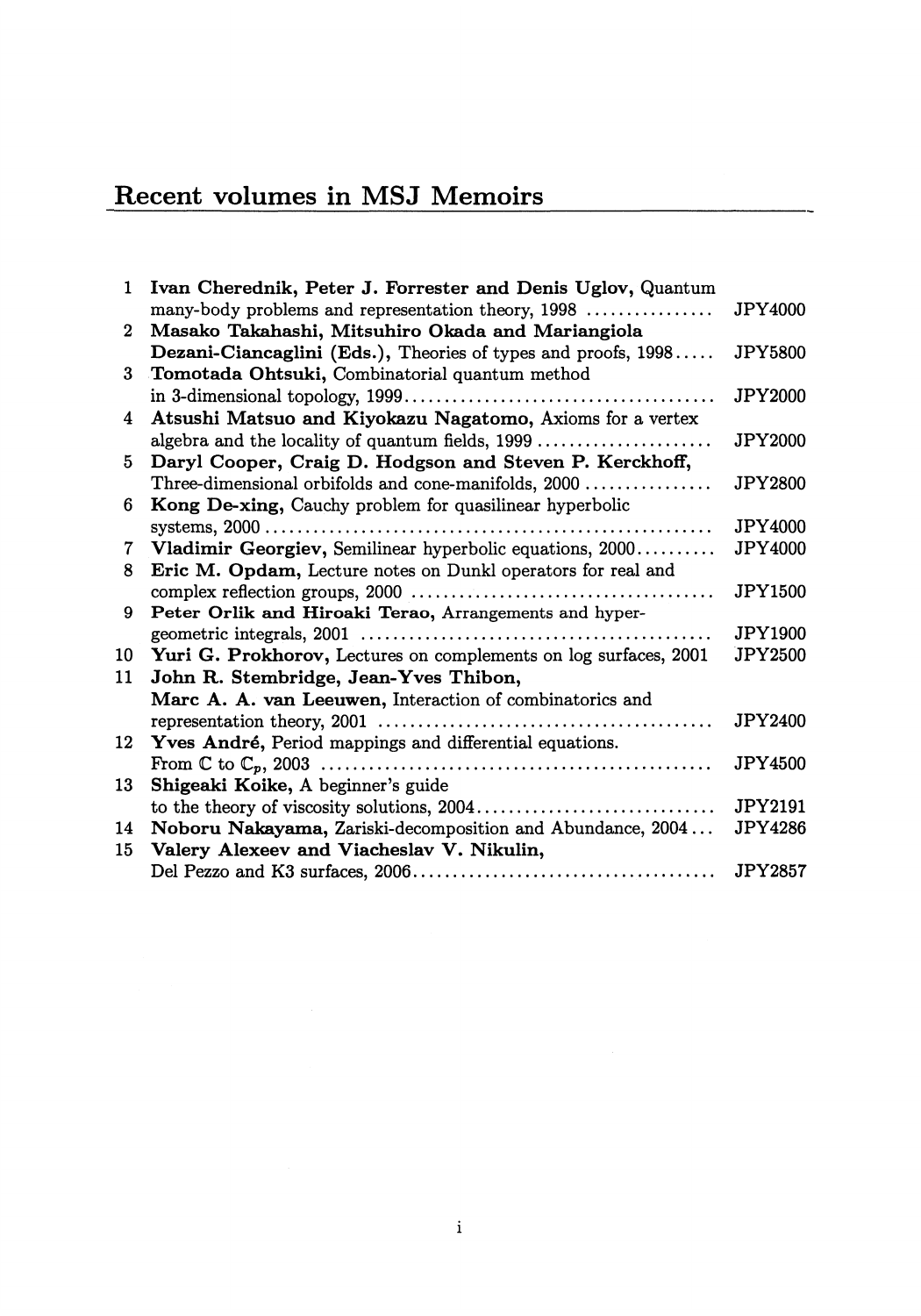## Recent volumes in MSJ Memoirs

1. **Ivan Cherednik, Peter J. Forrester and Denis Uglov,** Quantum many-body problems and representation theory, 1998 ............... JPY4000
2. **Masako Takahashi, Mitsuhiro Okada and Mariangiola Dezani-Ciancaglini (Eds.),** Theories of types and proofs, 1998..... JPY5800
3. **Tomotada Ohtsuki,** Combinatorial quantum method in 3-dimensional topology, 1999....................................... JPY2000
4. **Atsushi Matsuo and Kiyokazu Nagatomo,** Axioms for a vertex algebra and the locality of quantum fields, 1999 ...................... JPY2000
5. **Daryl Cooper, Craig D. Hodgson and Steven P. Kerckhoff,** Three-dimensional orbifolds and cone-manifolds, 2000 ................ JPY2800
6. **Kong De-xing,** Cauchy problem for quasilinear hyperbolic systems, 2000 ....................................................... JPY4000
7. **Vladimir Georgiev,** Semilinear hyperbolic equations, 2000.......... JPY4000
8. **Eric M. Opdam,** Lecture notes on Dunkl operators for real and complex reflection groups, 2000 ...................................... JPY1500
9. **Peter Orlik and Hiroaki Terao,** Arrangements and hypergeometric integrals, 2001 ........................................... JPY1900
10. **Yuri G. Prokhorov,** Lectures on complements on log surfaces, 2001 JPY2500
11. **John R. Stembridge, Jean-Yves Thibon, Marc A. A. van Leeuwen,** Interaction of combinatorics and representation theory, 2001 .......................................... JPY2400
12. **Yves André,** Period mappings and differential equations. From $\mathbb{C}$ to $\mathbb{C}_p$, 2003 ................................................ JPY4500
13. **Shigeaki Koike,** A beginner's guide to the theory of viscosity solutions, 2004.............................. JPY2191
14. **Noboru Nakayama,** Zariski-decomposition and Abundance, 2004... JPY4286
15. **Valery Alexeev and Viacheslav V. Nikulin,** Del Pezzo and K3 surfaces, 2006...................................... JPY2857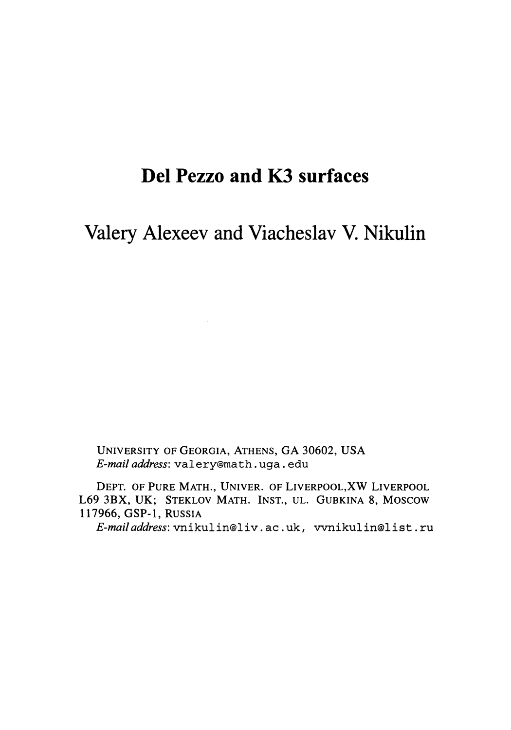# Del Pezzo and K3 surfaces

## Valery Alexeev and Viacheslav V. Nikulin

UNIVERSITY OF GEORGIA, ATHENS, GA 30602, USA
*E-mail address*: valery@math.uga.edu

DEPT. OF PURE MATH., UNIVER. OF LIVERPOOL,XW LIVERPOOL L69 3BX, UK; STEKLOV MATH. INST., UL. GUBKINA 8, MOSCOW 117966, GSP-1, RUSSIA
*E-mail address*: vnikulin@liv.ac.uk, vvnikulin@list.ru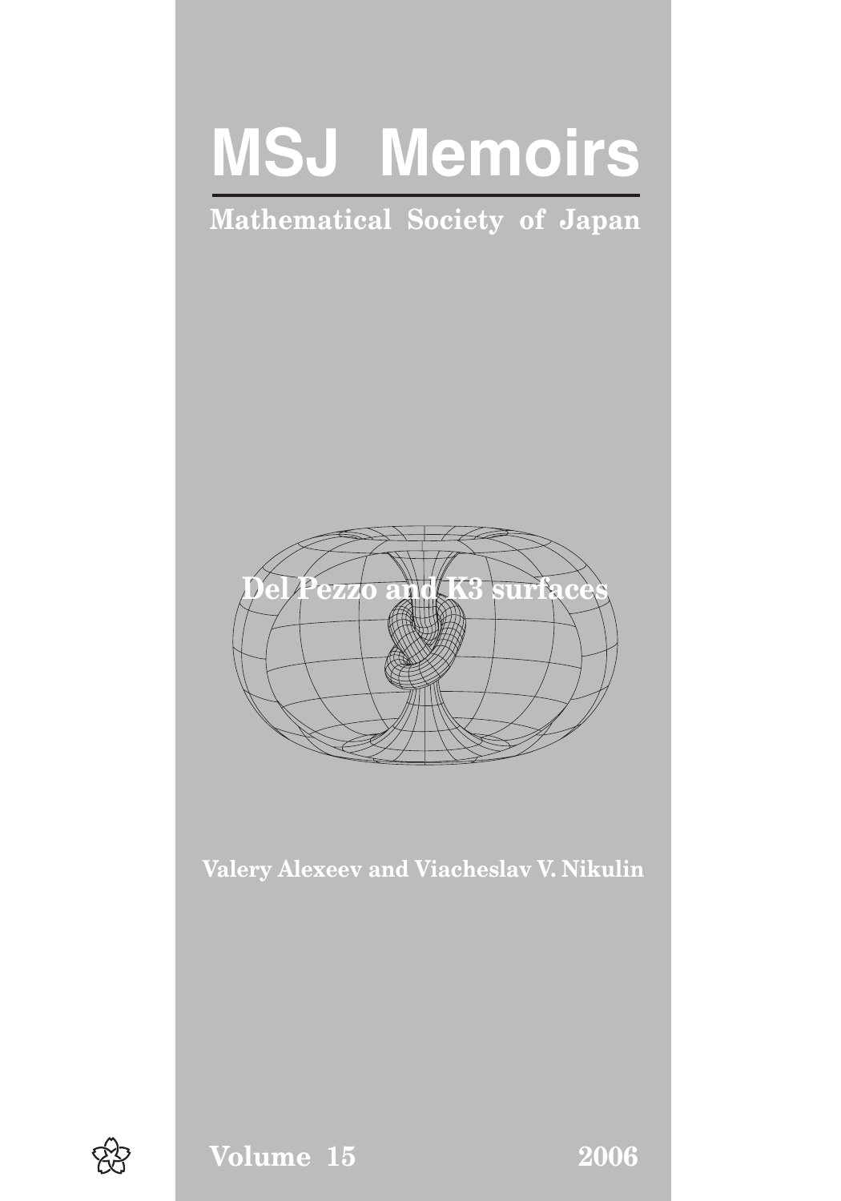# MSJ Memoirs

**Mathematical Society of Japan**

**Del Pezzo and K3 surfaces**

**Valery Alexeev and Viacheslav V. Nikulin**

**Volume 15** **2006**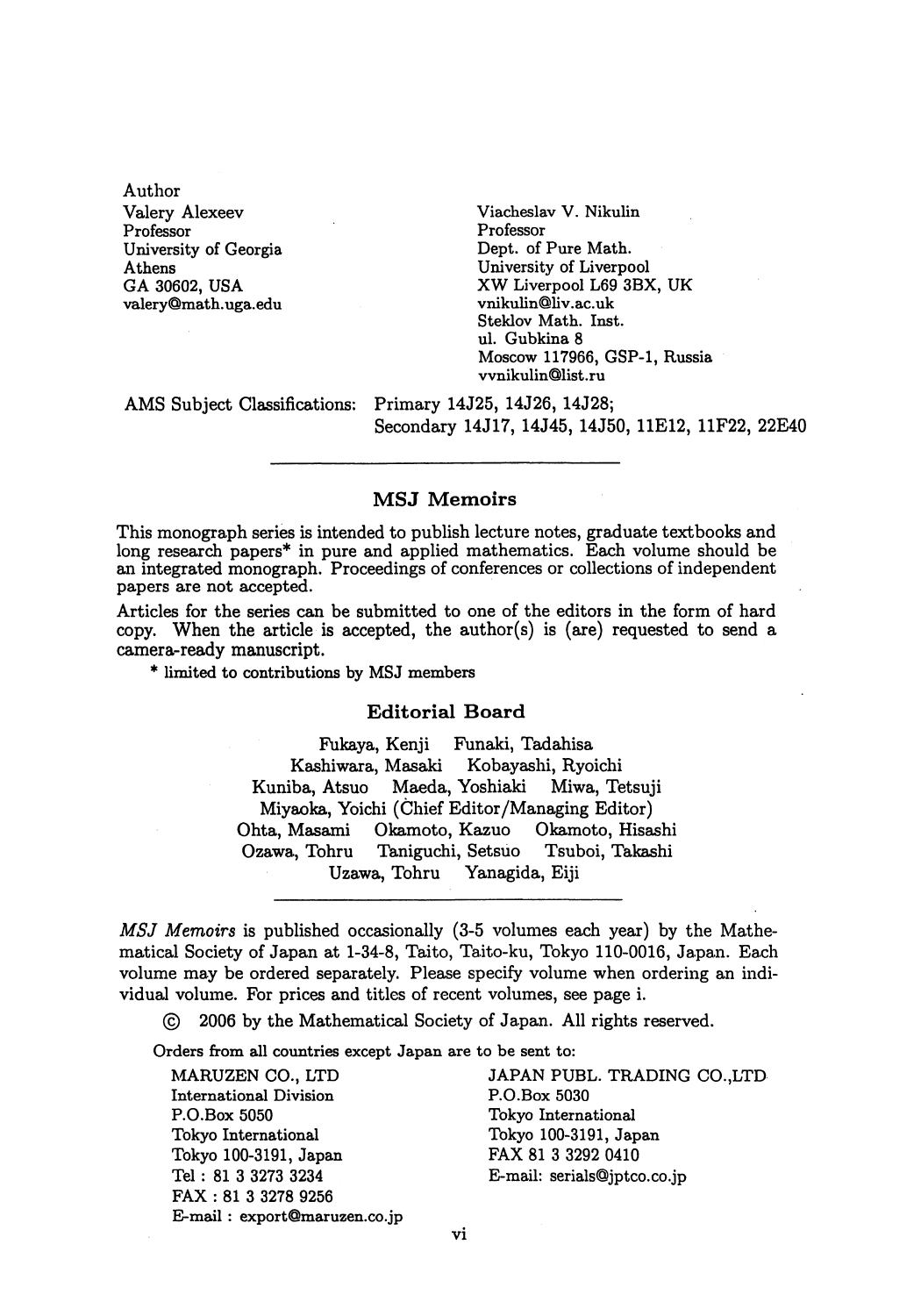Author

Valery Alexeev
Professor
University of Georgia
Athens
GA 30602, USA
valery@math.uga.edu

Viacheslav V. Nikulin
Professor
Dept. of Pure Math.
University of Liverpool
XW Liverpool L69 3BX, UK
vnikulin@liv.ac.uk
Steklov Math. Inst.
ul. Gubkina 8
Moscow 117966, GSP-1, Russia
vvnikulin@list.ru

AMS Subject Classifications: Primary 14J25, 14J26, 14J28;
Secondary 14J17, 14J45, 14J50, 11E12, 11F22, 22E40

---

## MSJ Memoirs

This monograph series is intended to publish lecture notes, graduate textbooks and long research papers* in pure and applied mathematics. Each volume should be an integrated monograph. Proceedings of conferences or collections of independent papers are not accepted.

Articles for the series can be submitted to one of the editors in the form of hard copy. When the article is accepted, the author(s) is (are) requested to send a camera-ready manuscript.

\* limited to contributions by MSJ members

### Editorial Board

Fukaya, Kenji  Funaki, Tadahisa
Kashiwara, Masaki  Kobayashi, Ryoichi
Kuniba, Atsuo  Maeda, Yoshiaki  Miwa, Tetsuji
Miyaoka, Yoichi (Chief Editor/Managing Editor)
Ohta, Masami  Okamoto, Kazuo  Okamoto, Hisashi
Ozawa, Tohru  Taniguchi, Setsuo  Tsuboi, Takashi
Uzawa, Tohru  Yanagida, Eiji

---

*MSJ Memoirs* is published occasionally (3-5 volumes each year) by the Mathematical Society of Japan at 1-34-8, Taito, Taito-ku, Tokyo 110-0016, Japan. Each volume may be ordered separately. Please specify volume when ordering an individual volume. For prices and titles of recent volumes, see page i.

© 2006 by the Mathematical Society of Japan. All rights reserved.

Orders from all countries except Japan are to be sent to:

MARUZEN CO., LTD
International Division
P.O.Box 5050
Tokyo International
Tokyo 100-3191, Japan
Tel : 81 3 3273 3234
FAX : 81 3 3278 9256
E-mail : export@maruzen.co.jp

JAPAN PUBL. TRADING CO.,LTD
P.O.Box 5030
Tokyo International
Tokyo 100-3191, Japan
FAX 81 3 3292 0410
E-mail: serials@jptco.co.jp